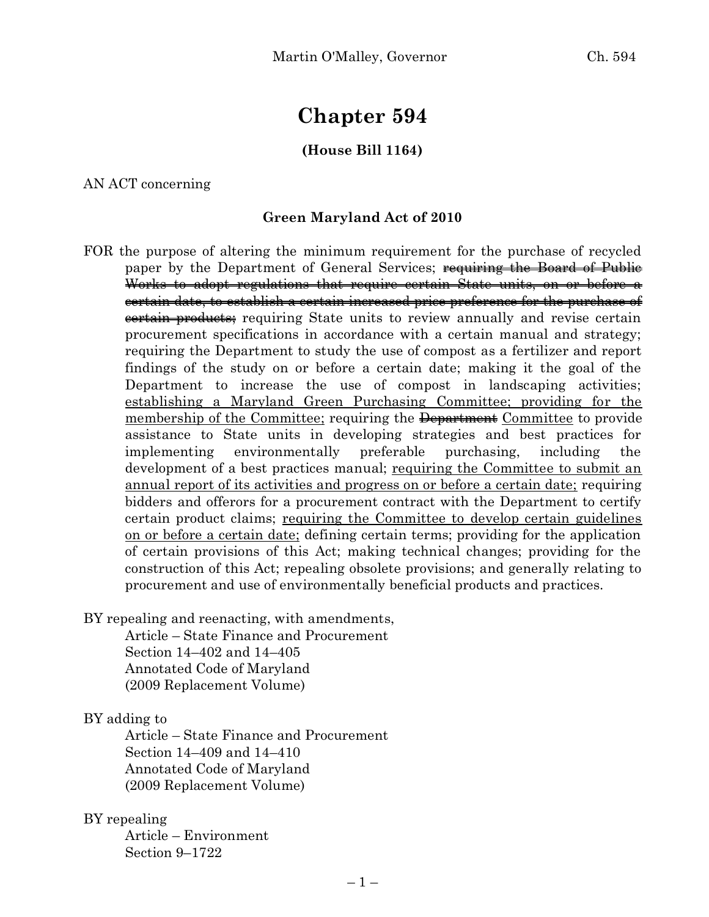# Chapter 594

**(House Bill 1164)**

AN ACT concerning

**Green Maryland Act of 2010**

FOR the purpose of altering the minimum requirement for the purchase of recycled paper by the Department of General Services; ~~requiring the Board of Public Works to adopt regulations that require certain State units, on or before a certain date, to establish a certain increased price preference for the purchase of certain products;~~ requiring State units to review annually and revise certain procurement specifications in accordance with a certain manual and strategy; requiring the Department to study the use of compost as a fertilizer and report findings of the study on or before a certain date; making it the goal of the Department to increase the use of compost in landscaping activities; <u>establishing a Maryland Green Purchasing Committee; providing for the membership of the Committee;</u> requiring the ~~Department~~ <u>Committee</u> to provide assistance to State units in developing strategies and best practices for implementing environmentally preferable purchasing, including the development of a best practices manual; <u>requiring the Committee to submit an annual report of its activities and progress on or before a certain date;</u> requiring bidders and offerors for a procurement contract with the Department to certify certain product claims; <u>requiring the Committee to develop certain guidelines on or before a certain date;</u> defining certain terms; providing for the application of certain provisions of this Act; making technical changes; providing for the construction of this Act; repealing obsolete provisions; and generally relating to procurement and use of environmentally beneficial products and practices.

BY repealing and reenacting, with amendments,
Article – State Finance and Procurement
Section 14–402 and 14–405
Annotated Code of Maryland
(2009 Replacement Volume)

BY adding to
Article – State Finance and Procurement
Section 14–409 and 14–410
Annotated Code of Maryland
(2009 Replacement Volume)

BY repealing
Article – Environment
Section 9–1722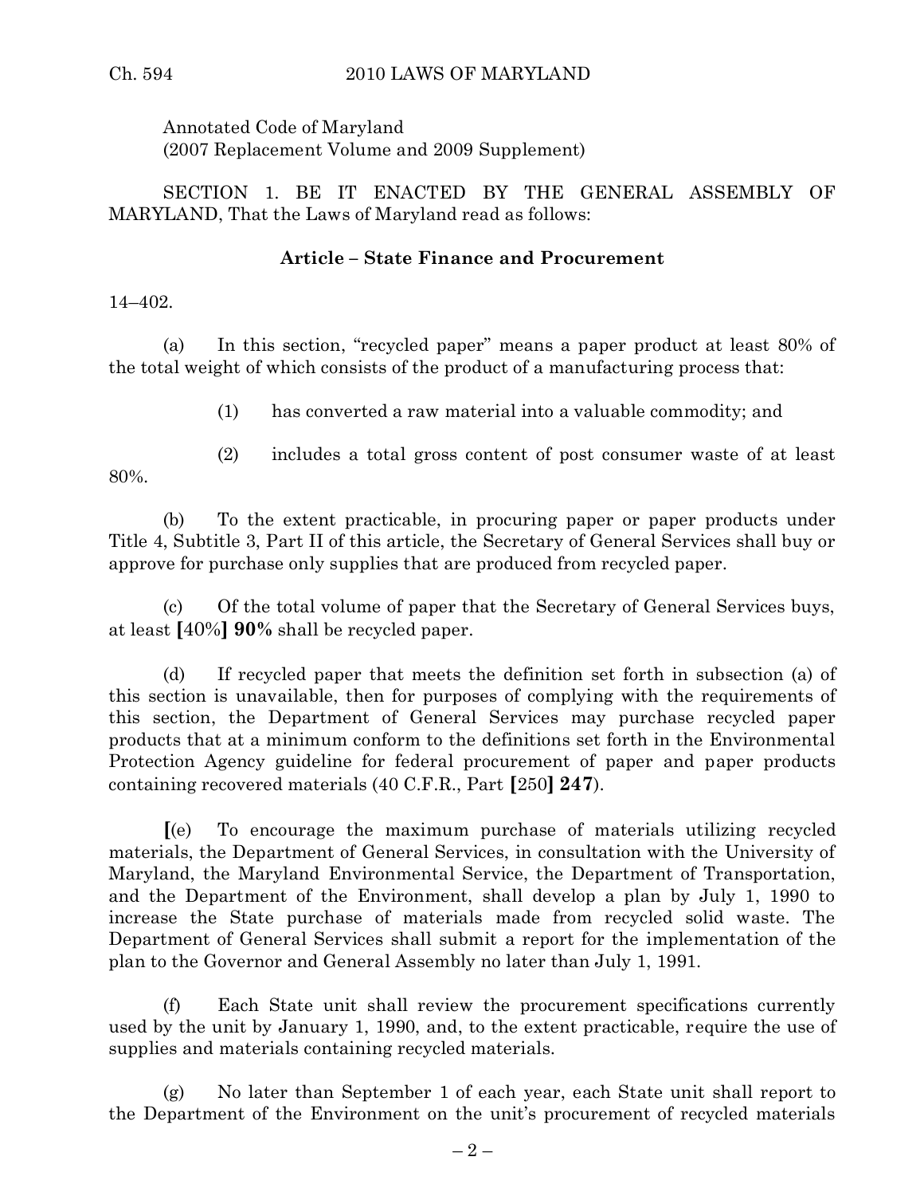Annotated Code of Maryland
(2007 Replacement Volume and 2009 Supplement)

SECTION 1. BE IT ENACTED BY THE GENERAL ASSEMBLY OF MARYLAND, That the Laws of Maryland read as follows:

**Article – State Finance and Procurement**

14–402.

(a) In this section, "recycled paper" means a paper product at least 80% of the total weight of which consists of the product of a manufacturing process that:

(1) has converted a raw material into a valuable commodity; and

(2) includes a total gross content of post consumer waste of at least 80%.

(b) To the extent practicable, in procuring paper or paper products under Title 4, Subtitle 3, Part II of this article, the Secretary of General Services shall buy or approve for purchase only supplies that are produced from recycled paper.

(c) Of the total volume of paper that the Secretary of General Services buys, at least **[**40%**] 90%** shall be recycled paper.

(d) If recycled paper that meets the definition set forth in subsection (a) of this section is unavailable, then for purposes of complying with the requirements of this section, the Department of General Services may purchase recycled paper products that at a minimum conform to the definitions set forth in the Environmental Protection Agency guideline for federal procurement of paper and paper products containing recovered materials (40 C.F.R., Part **[**250**] 247**).

**[**(e) To encourage the maximum purchase of materials utilizing recycled materials, the Department of General Services, in consultation with the University of Maryland, the Maryland Environmental Service, the Department of Transportation, and the Department of the Environment, shall develop a plan by July 1, 1990 to increase the State purchase of materials made from recycled solid waste. The Department of General Services shall submit a report for the implementation of the plan to the Governor and General Assembly no later than July 1, 1991.

(f) Each State unit shall review the procurement specifications currently used by the unit by January 1, 1990, and, to the extent practicable, require the use of supplies and materials containing recycled materials.

(g) No later than September 1 of each year, each State unit shall report to the Department of the Environment on the unit's procurement of recycled materials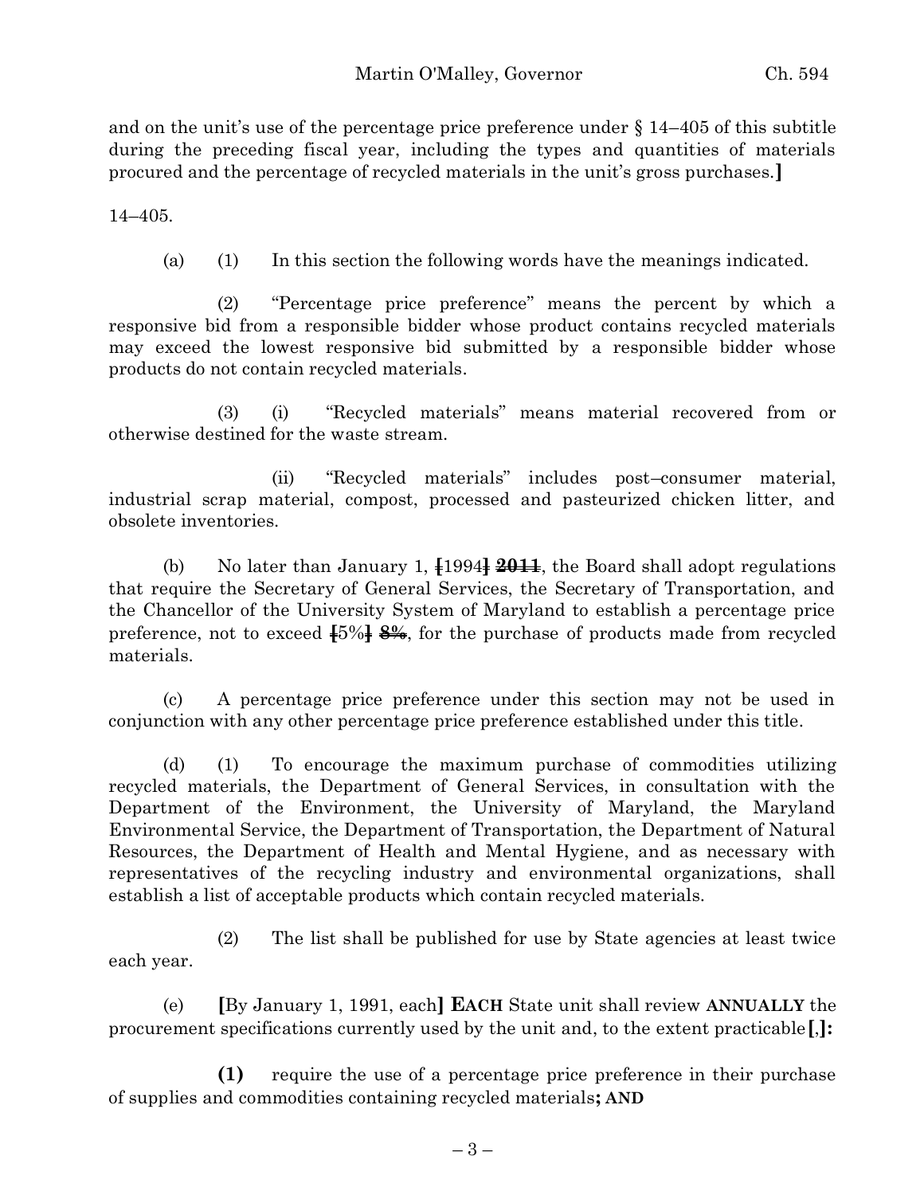and on the unit's use of the percentage price preference under § 14–405 of this subtitle during the preceding fiscal year, including the types and quantities of materials procured and the percentage of recycled materials in the unit's gross purchases.**]**

14–405.

(a) (1) In this section the following words have the meanings indicated.

(2) "Percentage price preference" means the percent by which a responsive bid from a responsible bidder whose product contains recycled materials may exceed the lowest responsive bid submitted by a responsible bidder whose products do not contain recycled materials.

(3) (i) "Recycled materials" means material recovered from or otherwise destined for the waste stream.

(ii) "Recycled materials" includes post–consumer material, industrial scrap material, compost, processed and pasteurized chicken litter, and obsolete inventories.

(b) No later than January 1, ~~[~~1994~~]~~ ~~**2011**~~, the Board shall adopt regulations that require the Secretary of General Services, the Secretary of Transportation, and the Chancellor of the University System of Maryland to establish a percentage price preference, not to exceed ~~[~~5%~~]~~ ~~**8%**~~, for the purchase of products made from recycled materials.

(c) A percentage price preference under this section may not be used in conjunction with any other percentage price preference established under this title.

(d) (1) To encourage the maximum purchase of commodities utilizing recycled materials, the Department of General Services, in consultation with the Department of the Environment, the University of Maryland, the Maryland Environmental Service, the Department of Transportation, the Department of Natural Resources, the Department of Health and Mental Hygiene, and as necessary with representatives of the recycling industry and environmental organizations, shall establish a list of acceptable products which contain recycled materials.

(2) The list shall be published for use by State agencies at least twice each year.

(e) **[**By January 1, 1991, each**]** **EACH** State unit shall review **ANNUALLY** the procurement specifications currently used by the unit and, to the extent practicable**[**,**]:**

**(1)** require the use of a percentage price preference in their purchase of supplies and commodities containing recycled materials**; AND**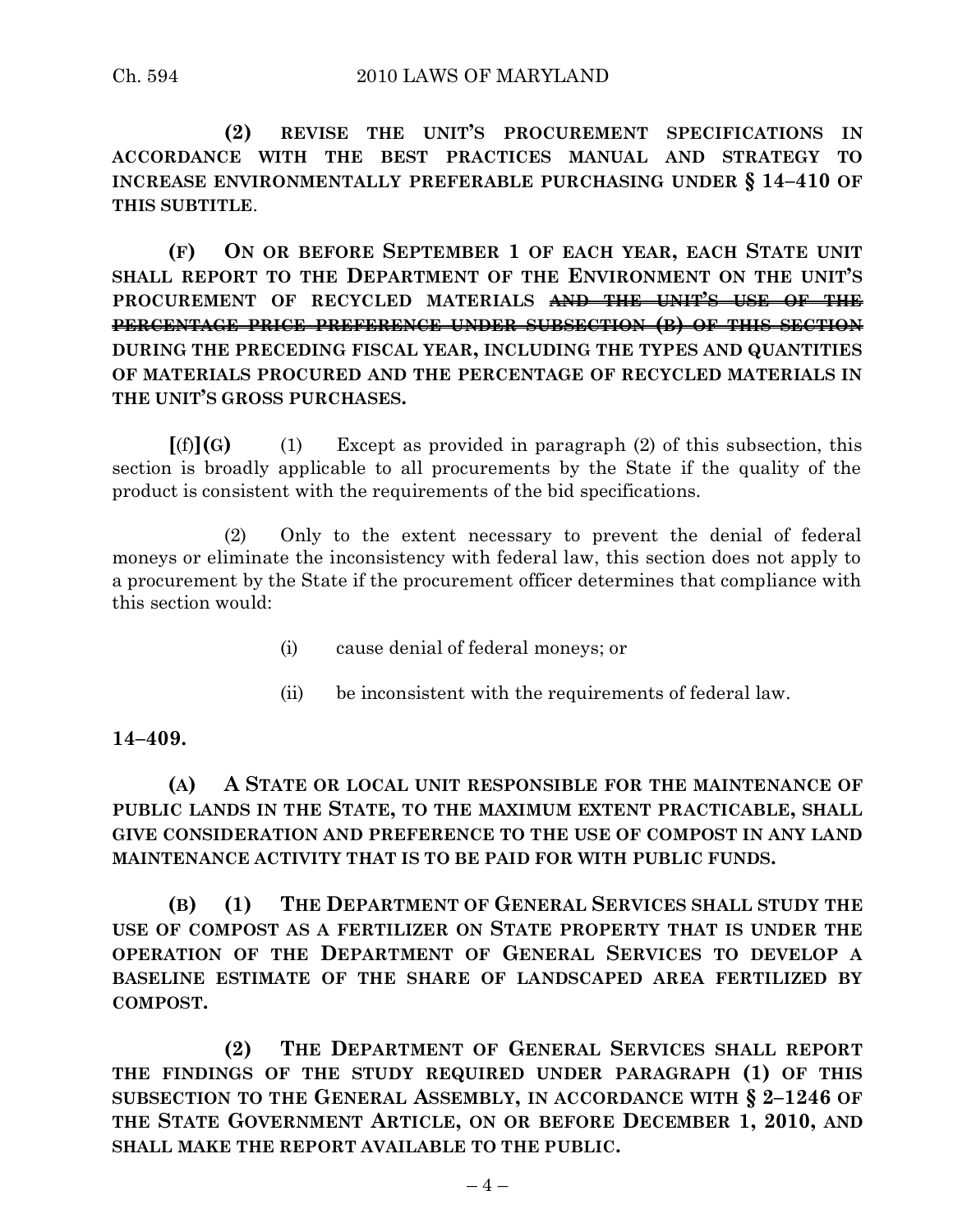**(2) REVISE THE UNIT'S PROCUREMENT SPECIFICATIONS IN ACCORDANCE WITH THE BEST PRACTICES MANUAL AND STRATEGY TO INCREASE ENVIRONMENTALLY PREFERABLE PURCHASING UNDER § 14–410 OF THIS SUBTITLE**.

**(F) ON OR BEFORE SEPTEMBER 1 OF EACH YEAR, EACH STATE UNIT SHALL REPORT TO THE DEPARTMENT OF THE ENVIRONMENT ON THE UNIT'S PROCUREMENT OF RECYCLED MATERIALS ~~AND THE UNIT'S USE OF THE PERCENTAGE PRICE PREFERENCE UNDER SUBSECTION (B) OF THIS SECTION~~ DURING THE PRECEDING FISCAL YEAR, INCLUDING THE TYPES AND QUANTITIES OF MATERIALS PROCURED AND THE PERCENTAGE OF RECYCLED MATERIALS IN THE UNIT'S GROSS PURCHASES.**

[(f)]**(G)** (1) Except as provided in paragraph (2) of this subsection, this section is broadly applicable to all procurements by the State if the quality of the product is consistent with the requirements of the bid specifications.

(2) Only to the extent necessary to prevent the denial of federal moneys or eliminate the inconsistency with federal law, this section does not apply to a procurement by the State if the procurement officer determines that compliance with this section would:

(i) cause denial of federal moneys; or

(ii) be inconsistent with the requirements of federal law.

**14–409.**

**(A) A STATE OR LOCAL UNIT RESPONSIBLE FOR THE MAINTENANCE OF PUBLIC LANDS IN THE STATE, TO THE MAXIMUM EXTENT PRACTICABLE, SHALL GIVE CONSIDERATION AND PREFERENCE TO THE USE OF COMPOST IN ANY LAND MAINTENANCE ACTIVITY THAT IS TO BE PAID FOR WITH PUBLIC FUNDS.**

**(B) (1) THE DEPARTMENT OF GENERAL SERVICES SHALL STUDY THE USE OF COMPOST AS A FERTILIZER ON STATE PROPERTY THAT IS UNDER THE OPERATION OF THE DEPARTMENT OF GENERAL SERVICES TO DEVELOP A BASELINE ESTIMATE OF THE SHARE OF LANDSCAPED AREA FERTILIZED BY COMPOST.**

**(2) THE DEPARTMENT OF GENERAL SERVICES SHALL REPORT THE FINDINGS OF THE STUDY REQUIRED UNDER PARAGRAPH (1) OF THIS SUBSECTION TO THE GENERAL ASSEMBLY, IN ACCORDANCE WITH § 2–1246 OF THE STATE GOVERNMENT ARTICLE, ON OR BEFORE DECEMBER 1, 2010, AND SHALL MAKE THE REPORT AVAILABLE TO THE PUBLIC.**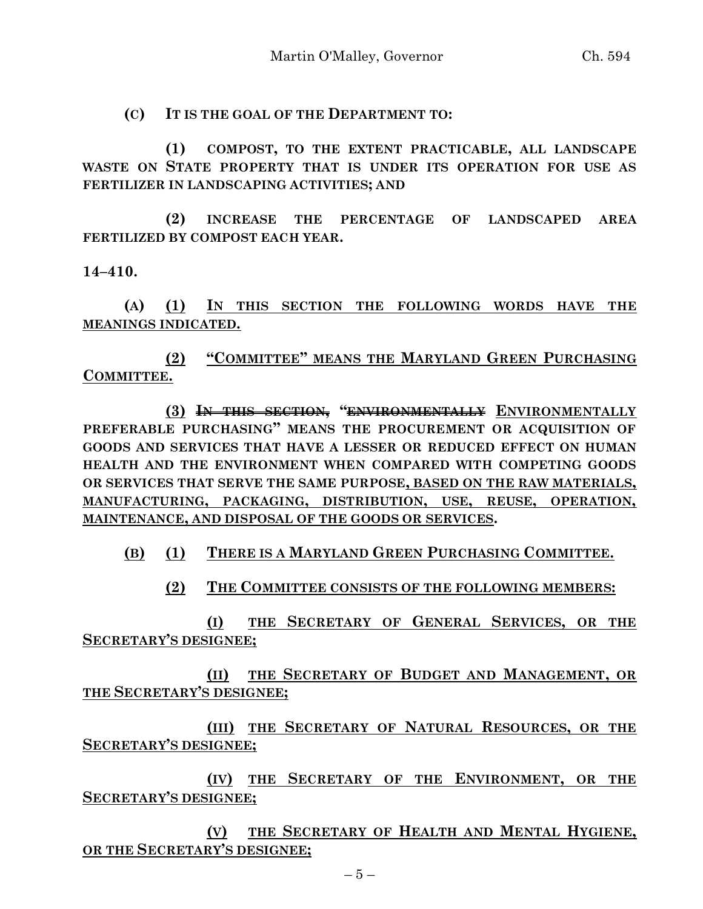**(C) IT IS THE GOAL OF THE DEPARTMENT TO:**

**(1) COMPOST, TO THE EXTENT PRACTICABLE, ALL LANDSCAPE WASTE ON STATE PROPERTY THAT IS UNDER ITS OPERATION FOR USE AS FERTILIZER IN LANDSCAPING ACTIVITIES; AND**

**(2) INCREASE THE PERCENTAGE OF LANDSCAPED AREA FERTILIZED BY COMPOST EACH YEAR.**

**14–410.**

**(A)** <u>**(1) IN THIS SECTION THE FOLLOWING WORDS HAVE THE MEANINGS INDICATED.**</u>

<u>**(2) "COMMITTEE" MEANS THE MARYLAND GREEN PURCHASING COMMITTEE.**</u>

<u>**(3)**</u> ~~**IN THIS SECTION,**~~ **"**~~**ENVIRONMENTALLY**~~ <u>**ENVIRONMENTALLY**</u> **PREFERABLE PURCHASING" MEANS THE PROCUREMENT OR ACQUISITION OF GOODS AND SERVICES THAT HAVE A LESSER OR REDUCED EFFECT ON HUMAN HEALTH AND THE ENVIRONMENT WHEN COMPARED WITH COMPETING GOODS OR SERVICES THAT SERVE THE SAME PURPOSE**<u>**, BASED ON THE RAW MATERIALS, MANUFACTURING, PACKAGING, DISTRIBUTION, USE, REUSE, OPERATION, MAINTENANCE, AND DISPOSAL OF THE GOODS OR SERVICES**</u>**.**

<u>**(B) (1) THERE IS A MARYLAND GREEN PURCHASING COMMITTEE.**</u>

<u>**(2) THE COMMITTEE CONSISTS OF THE FOLLOWING MEMBERS:**</u>

<u>**(I) THE SECRETARY OF GENERAL SERVICES, OR THE SECRETARY'S DESIGNEE;**</u>

<u>**(II) THE SECRETARY OF BUDGET AND MANAGEMENT, OR THE SECRETARY'S DESIGNEE;**</u>

<u>**(III) THE SECRETARY OF NATURAL RESOURCES, OR THE SECRETARY'S DESIGNEE;**</u>

<u>**(IV) THE SECRETARY OF THE ENVIRONMENT, OR THE SECRETARY'S DESIGNEE;**</u>

<u>**(V) THE SECRETARY OF HEALTH AND MENTAL HYGIENE, OR THE SECRETARY'S DESIGNEE;**</u>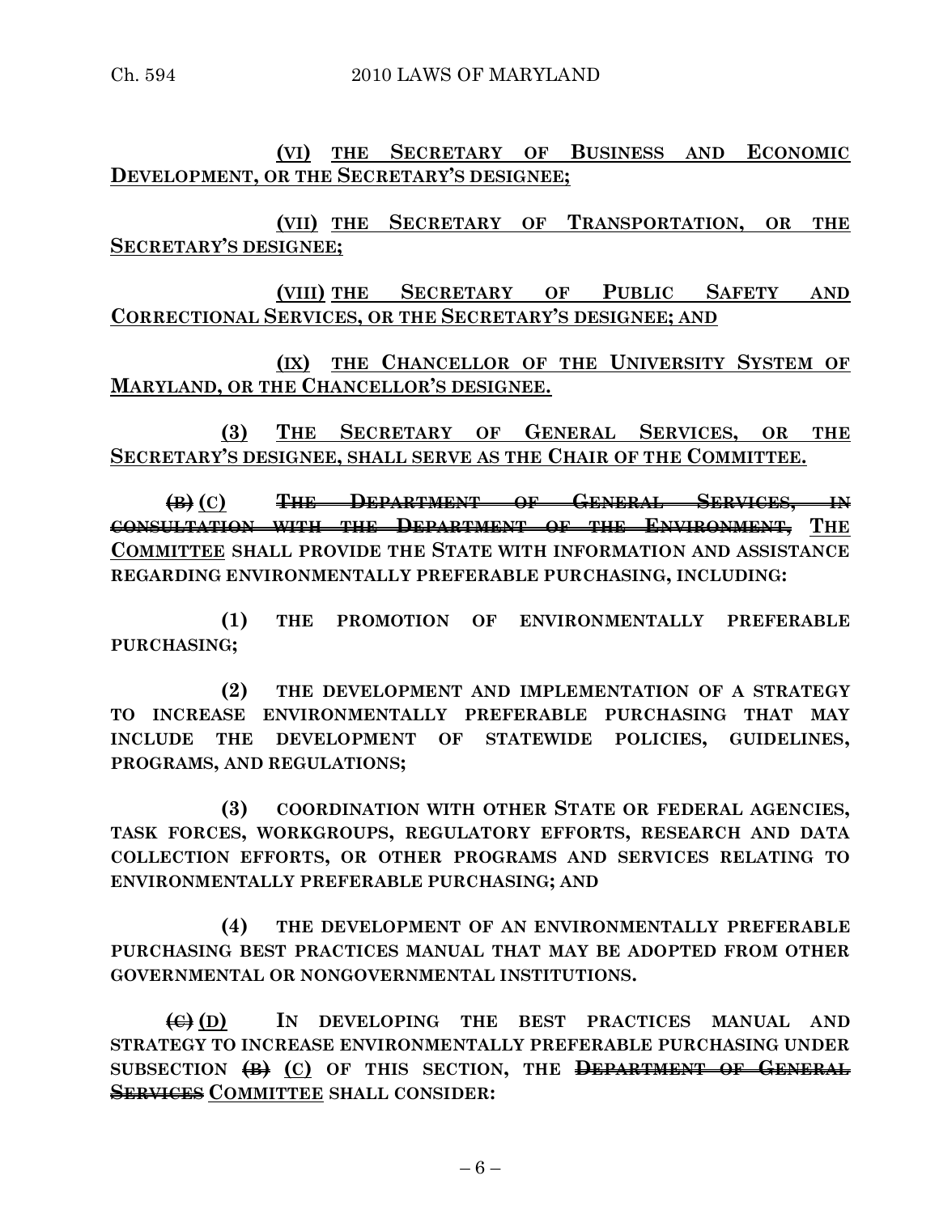**(VI) THE SECRETARY OF BUSINESS AND ECONOMIC DEVELOPMENT, OR THE SECRETARY'S DESIGNEE;**

**(VII) THE SECRETARY OF TRANSPORTATION, OR THE SECRETARY'S DESIGNEE;**

**(VIII) THE SECRETARY OF PUBLIC SAFETY AND CORRECTIONAL SERVICES, OR THE SECRETARY'S DESIGNEE; AND**

**(IX) THE CHANCELLOR OF THE UNIVERSITY SYSTEM OF MARYLAND, OR THE CHANCELLOR'S DESIGNEE.**

**(3) THE SECRETARY OF GENERAL SERVICES, OR THE SECRETARY'S DESIGNEE, SHALL SERVE AS THE CHAIR OF THE COMMITTEE.**

**~~(B)~~ (C) ~~THE DEPARTMENT OF GENERAL SERVICES, IN CONSULTATION WITH THE DEPARTMENT OF THE ENVIRONMENT,~~ THE COMMITTEE SHALL PROVIDE THE STATE WITH INFORMATION AND ASSISTANCE REGARDING ENVIRONMENTALLY PREFERABLE PURCHASING, INCLUDING:**

**(1) THE PROMOTION OF ENVIRONMENTALLY PREFERABLE PURCHASING;**

**(2) THE DEVELOPMENT AND IMPLEMENTATION OF A STRATEGY TO INCREASE ENVIRONMENTALLY PREFERABLE PURCHASING THAT MAY INCLUDE THE DEVELOPMENT OF STATEWIDE POLICIES, GUIDELINES, PROGRAMS, AND REGULATIONS;**

**(3) COORDINATION WITH OTHER STATE OR FEDERAL AGENCIES, TASK FORCES, WORKGROUPS, REGULATORY EFFORTS, RESEARCH AND DATA COLLECTION EFFORTS, OR OTHER PROGRAMS AND SERVICES RELATING TO ENVIRONMENTALLY PREFERABLE PURCHASING; AND**

**(4) THE DEVELOPMENT OF AN ENVIRONMENTALLY PREFERABLE PURCHASING BEST PRACTICES MANUAL THAT MAY BE ADOPTED FROM OTHER GOVERNMENTAL OR NONGOVERNMENTAL INSTITUTIONS.**

**~~(C)~~ (D) IN DEVELOPING THE BEST PRACTICES MANUAL AND STRATEGY TO INCREASE ENVIRONMENTALLY PREFERABLE PURCHASING UNDER SUBSECTION ~~(B)~~ (C) OF THIS SECTION, THE ~~DEPARTMENT OF GENERAL SERVICES~~ COMMITTEE SHALL CONSIDER:**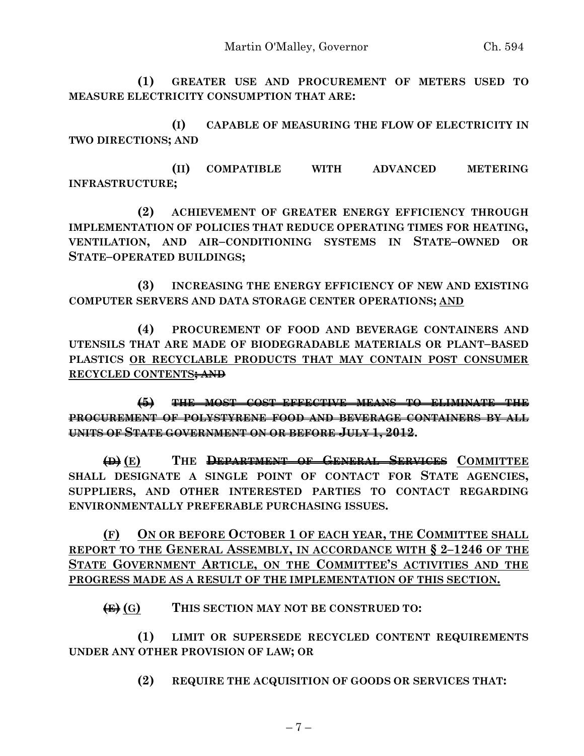**(1) GREATER USE AND PROCUREMENT OF METERS USED TO MEASURE ELECTRICITY CONSUMPTION THAT ARE:**

**(I) CAPABLE OF MEASURING THE FLOW OF ELECTRICITY IN TWO DIRECTIONS; AND**

**(II) COMPATIBLE WITH ADVANCED METERING INFRASTRUCTURE;**

**(2) ACHIEVEMENT OF GREATER ENERGY EFFICIENCY THROUGH IMPLEMENTATION OF POLICIES THAT REDUCE OPERATING TIMES FOR HEATING, VENTILATION, AND AIR–CONDITIONING SYSTEMS IN STATE–OWNED OR STATE–OPERATED BUILDINGS;**

**(3) INCREASING THE ENERGY EFFICIENCY OF NEW AND EXISTING COMPUTER SERVERS AND DATA STORAGE CENTER OPERATIONS;** <u>AND</u>

**(4) PROCUREMENT OF FOOD AND BEVERAGE CONTAINERS AND UTENSILS THAT ARE MADE OF BIODEGRADABLE MATERIALS OR PLANT–BASED PLASTICS** <u>**OR RECYCLABLE PRODUCTS THAT MAY CONTAIN POST CONSUMER RECYCLED CONTENTS**</u>~~**; AND**~~

~~**(5) THE MOST COST EFFECTIVE MEANS TO ELIMINATE THE PROCUREMENT OF POLYSTYRENE FOOD AND BEVERAGE CONTAINERS BY ALL UNITS OF STATE GOVERNMENT ON OR BEFORE JULY 1, 2012**~~**.**

~~**(D)**~~ <u>**(E)**</u> **THE** ~~**DEPARTMENT OF GENERAL SERVICES**~~ <u>**COMMITTEE**</u> **SHALL DESIGNATE A SINGLE POINT OF CONTACT FOR STATE AGENCIES, SUPPLIERS, AND OTHER INTERESTED PARTIES TO CONTACT REGARDING ENVIRONMENTALLY PREFERABLE PURCHASING ISSUES.**

<u>**(F) ON OR BEFORE OCTOBER 1 OF EACH YEAR, THE COMMITTEE SHALL REPORT TO THE GENERAL ASSEMBLY, IN ACCORDANCE WITH § 2–1246 OF THE STATE GOVERNMENT ARTICLE, ON THE COMMITTEE'S ACTIVITIES AND THE PROGRESS MADE AS A RESULT OF THE IMPLEMENTATION OF THIS SECTION.**</u>

~~**(E)**~~ <u>**(G)**</u> **THIS SECTION MAY NOT BE CONSTRUED TO:**

**(1) LIMIT OR SUPERSEDE RECYCLED CONTENT REQUIREMENTS UNDER ANY OTHER PROVISION OF LAW; OR**

**(2) REQUIRE THE ACQUISITION OF GOODS OR SERVICES THAT:**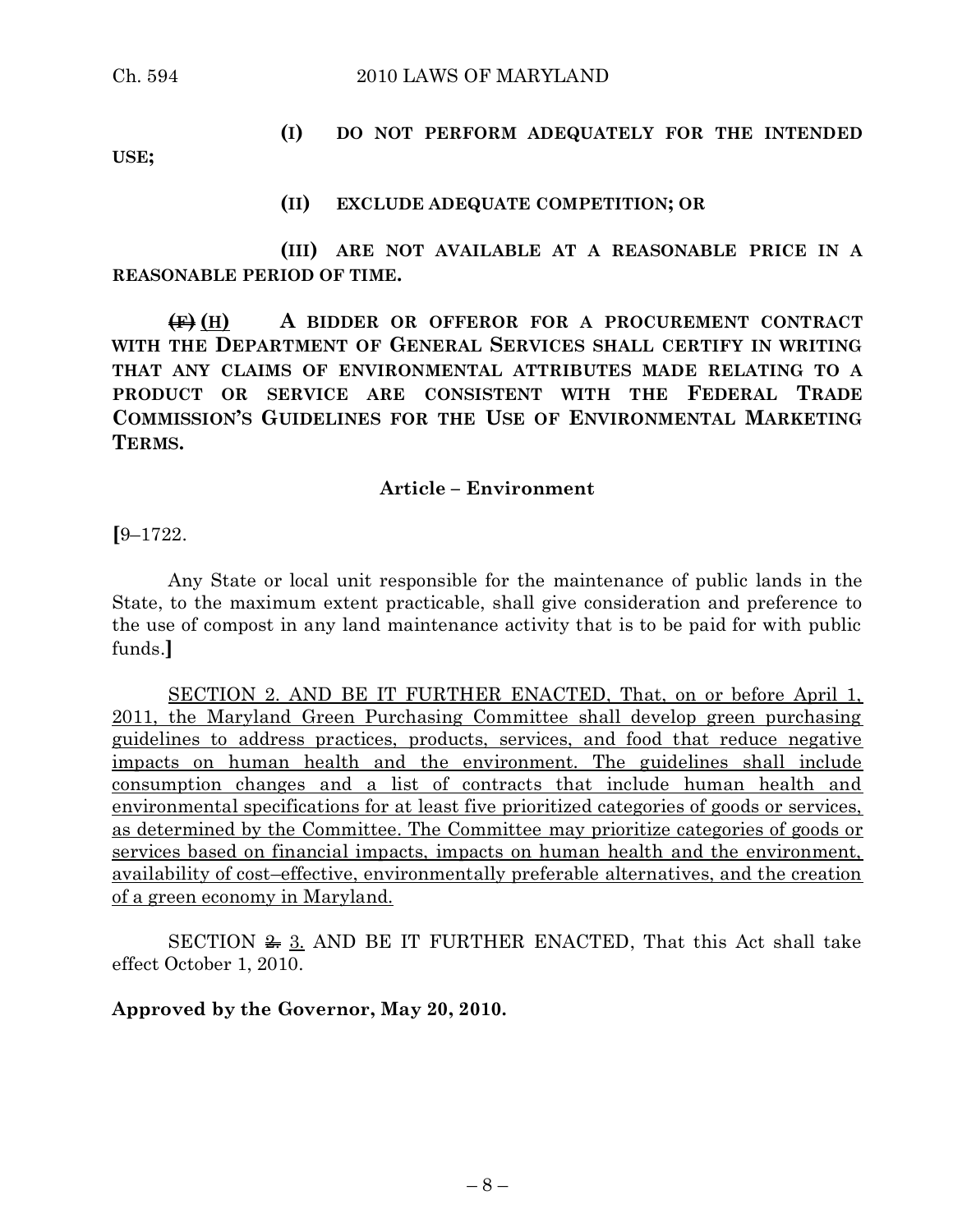**(I) DO NOT PERFORM ADEQUATELY FOR THE INTENDED USE;**

**(II) EXCLUDE ADEQUATE COMPETITION; OR**

**(III) ARE NOT AVAILABLE AT A REASONABLE PRICE IN A REASONABLE PERIOD OF TIME.**

~~**(F)**~~ <u>**(H)**</u> **A BIDDER OR OFFEROR FOR A PROCUREMENT CONTRACT WITH THE DEPARTMENT OF GENERAL SERVICES SHALL CERTIFY IN WRITING THAT ANY CLAIMS OF ENVIRONMENTAL ATTRIBUTES MADE RELATING TO A PRODUCT OR SERVICE ARE CONSISTENT WITH THE FEDERAL TRADE COMMISSION'S GUIDELINES FOR THE USE OF ENVIRONMENTAL MARKETING TERMS.**

**Article – Environment**

**[**9–1722.

Any State or local unit responsible for the maintenance of public lands in the State, to the maximum extent practicable, shall give consideration and preference to the use of compost in any land maintenance activity that is to be paid for with public funds.**]**

<u>SECTION 2. AND BE IT FURTHER ENACTED, That, on or before April 1, 2011, the Maryland Green Purchasing Committee shall develop green purchasing guidelines to address practices, products, services, and food that reduce negative impacts on human health and the environment. The guidelines shall include consumption changes and a list of contracts that include human health and environmental specifications for at least five prioritized categories of goods or services, as determined by the Committee. The Committee may prioritize categories of goods or services based on financial impacts, impacts on human health and the environment, availability of cost–effective, environmentally preferable alternatives, and the creation of a green economy in Maryland.</u>

SECTION ~~2.~~ <u>3.</u> AND BE IT FURTHER ENACTED, That this Act shall take effect October 1, 2010.

**Approved by the Governor, May 20, 2010.**